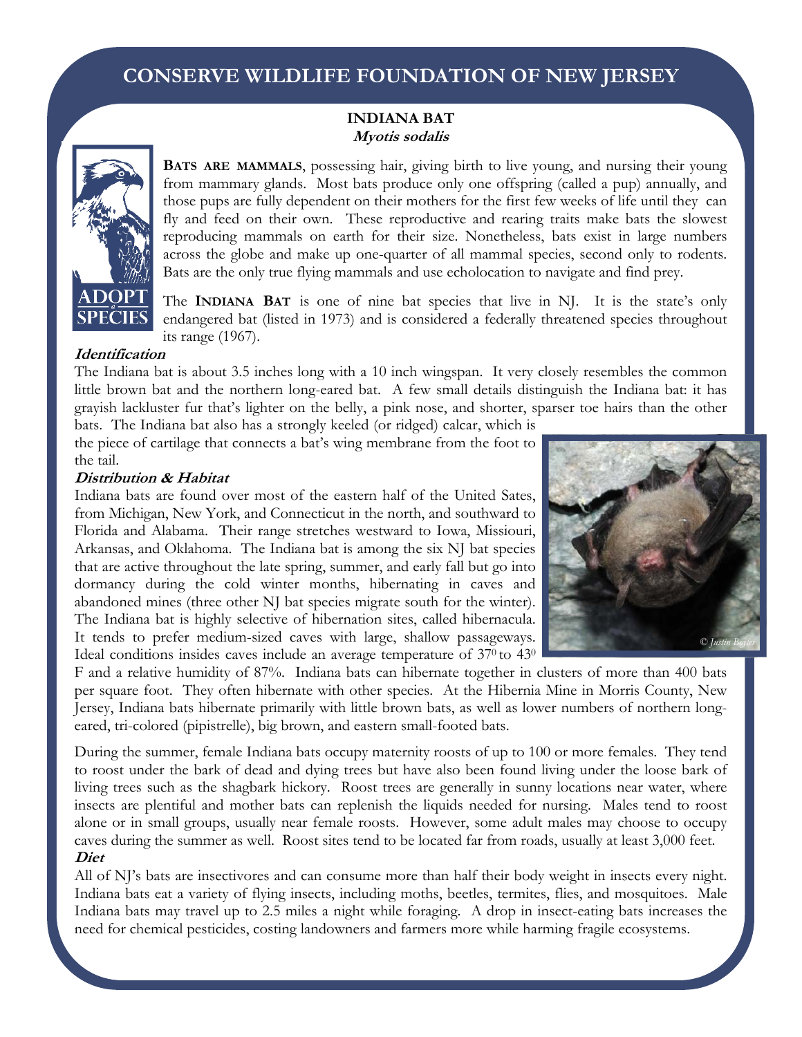# CONSERVE WILDLIFE FOUNDATION OF NEW JERSEY

## INDIANA BAT
***Myotis sodalis***

**BATS ARE MAMMALS**, possessing hair, giving birth to live young, and nursing their young from mammary glands. Most bats produce only one offspring (called a pup) annually, and those pups are fully dependent on their mothers for the first few weeks of life until they can fly and feed on their own. These reproductive and rearing traits make bats the slowest reproducing mammals on earth for their size. Nonetheless, bats exist in large numbers across the globe and make up one-quarter of all mammal species, second only to rodents. Bats are the only true flying mammals and use echolocation to navigate and find prey.

The **INDIANA BAT** is one of nine bat species that live in NJ. It is the state's only endangered bat (listed in 1973) and is considered a federally threatened species throughout its range (1967).

### *Identification*

The Indiana bat is about 3.5 inches long with a 10 inch wingspan. It very closely resembles the common little brown bat and the northern long-eared bat. A few small details distinguish the Indiana bat: it has grayish lackluster fur that's lighter on the belly, a pink nose, and shorter, sparser toe hairs than the other bats. The Indiana bat also has a strongly keeled (or ridged) calcar, which is the piece of cartilage that connects a bat's wing membrane from the foot to the tail.

### *Distribution & Habitat*

Indiana bats are found over most of the eastern half of the United Sates, from Michigan, New York, and Connecticut in the north, and southward to Florida and Alabama. Their range stretches westward to Iowa, Missiouri, Arkansas, and Oklahoma. The Indiana bat is among the six NJ bat species that are active throughout the late spring, summer, and early fall but go into dormancy during the cold winter months, hibernating in caves and abandoned mines (three other NJ bat species migrate south for the winter). The Indiana bat is highly selective of hibernation sites, called hibernacula. It tends to prefer medium-sized caves with large, shallow passageways. Ideal conditions insides caves include an average temperature of $37^0$ to $43^0$ F and a relative humidity of 87%. Indiana bats can hibernate together in clusters of more than 400 bats per square foot. They often hibernate with other species. At the Hibernia Mine in Morris County, New Jersey, Indiana bats hibernate primarily with little brown bats, as well as lower numbers of northern long-eared, tri-colored (pipistrelle), big brown, and eastern small-footed bats.

© Justin Boyles

During the summer, female Indiana bats occupy maternity roosts of up to 100 or more females. They tend to roost under the bark of dead and dying trees but have also been found living under the loose bark of living trees such as the shagbark hickory. Roost trees are generally in sunny locations near water, where insects are plentiful and mother bats can replenish the liquids needed for nursing. Males tend to roost alone or in small groups, usually near female roosts. However, some adult males may choose to occupy caves during the summer as well. Roost sites tend to be located far from roads, usually at least 3,000 feet.

### *Diet*

All of NJ's bats are insectivores and can consume more than half their body weight in insects every night. Indiana bats eat a variety of flying insects, including moths, beetles, termites, flies, and mosquitoes. Male Indiana bats may travel up to 2.5 miles a night while foraging. A drop in insect-eating bats increases the need for chemical pesticides, costing landowners and farmers more while harming fragile ecosystems.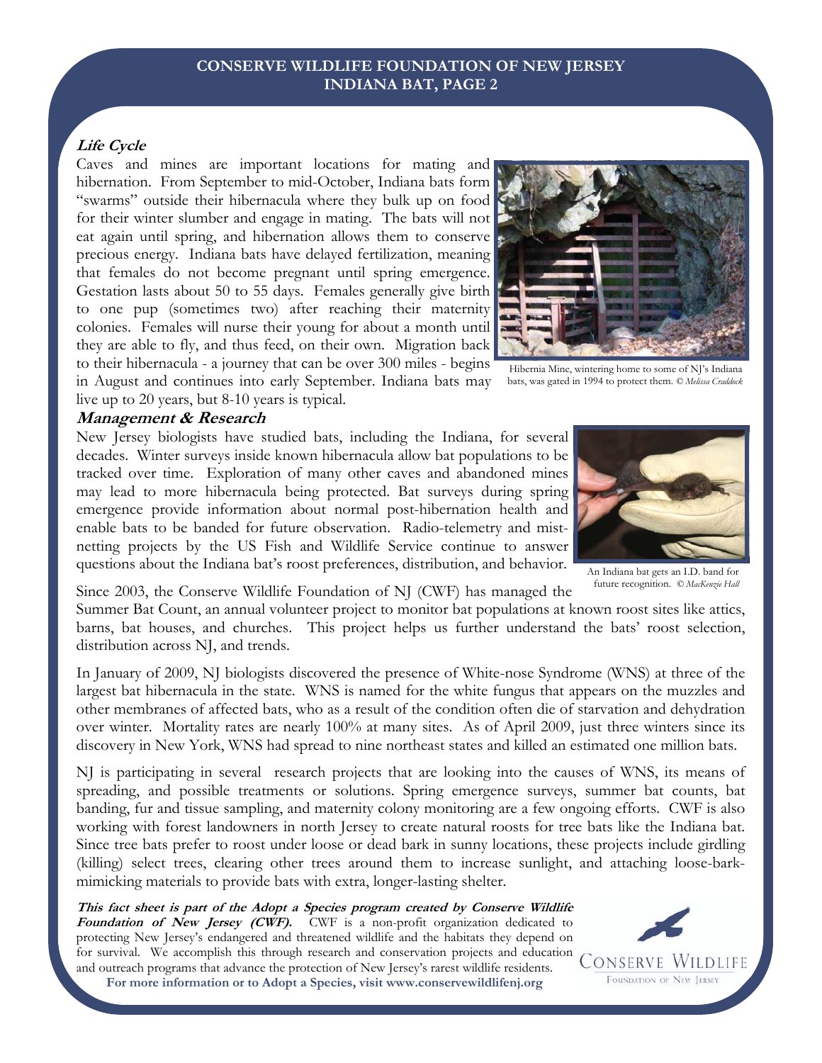### Life Cycle

Caves and mines are important locations for mating and hibernation. From September to mid-October, Indiana bats form "swarms" outside their hibernacula where they bulk up on food for their winter slumber and engage in mating. The bats will not eat again until spring, and hibernation allows them to conserve precious energy. Indiana bats have delayed fertilization, meaning that females do not become pregnant until spring emergence. Gestation lasts about 50 to 55 days. Females generally give birth to one pup (sometimes two) after reaching their maternity colonies. Females will nurse their young for about a month until they are able to fly, and thus feed, on their own. Migration back to their hibernacula - a journey that can be over 300 miles - begins in August and continues into early September. Indiana bats may live up to 20 years, but 8-10 years is typical.

Hibernia Mine, wintering home to some of NJ's Indiana bats, was gated in 1994 to protect them. *© Melissa Craddock*

### Management & Research

New Jersey biologists have studied bats, including the Indiana, for several decades. Winter surveys inside known hibernacula allow bat populations to be tracked over time. Exploration of many other caves and abandoned mines may lead to more hibernacula being protected. Bat surveys during spring emergence provide information about normal post-hibernation health and enable bats to be banded for future observation. Radio-telemetry and mist-netting projects by the US Fish and Wildlife Service continue to answer questions about the Indiana bat's roost preferences, distribution, and behavior.

An Indiana bat gets an I.D. band for future recognition. *© MacKenzie Hall*

Since 2003, the Conserve Wildlife Foundation of NJ (CWF) has managed the Summer Bat Count, an annual volunteer project to monitor bat populations at known roost sites like attics, barns, bat houses, and churches. This project helps us further understand the bats' roost selection, distribution across NJ, and trends.

In January of 2009, NJ biologists discovered the presence of White-nose Syndrome (WNS) at three of the largest bat hibernacula in the state. WNS is named for the white fungus that appears on the muzzles and other membranes of affected bats, who as a result of the condition often die of starvation and dehydration over winter. Mortality rates are nearly 100% at many sites. As of April 2009, just three winters since its discovery in New York, WNS had spread to nine northeast states and killed an estimated one million bats.

NJ is participating in several research projects that are looking into the causes of WNS, its means of spreading, and possible treatments or solutions. Spring emergence surveys, summer bat counts, bat banding, fur and tissue sampling, and maternity colony monitoring are a few ongoing efforts. CWF is also working with forest landowners in north Jersey to create natural roosts for tree bats like the Indiana bat. Since tree bats prefer to roost under loose or dead bark in sunny locations, these projects include girdling (killing) select trees, clearing other trees around them to increase sunlight, and attaching loose-bark-mimicking materials to provide bats with extra, longer-lasting shelter.

***This fact sheet is part of the Adopt a Species program created by Conserve Wildlife Foundation of New Jersey (CWF).*** CWF is a non-profit organization dedicated to protecting New Jersey's endangered and threatened wildlife and the habitats they depend on for survival. We accomplish this through research and conservation projects and education and outreach programs that advance the protection of New Jersey's rarest wildlife residents.

**For more information or to Adopt a Species, visit www.conservewildlifenj.org**

CONSERVE WILDLIFE
FOUNDATION OF NEW JERSEY